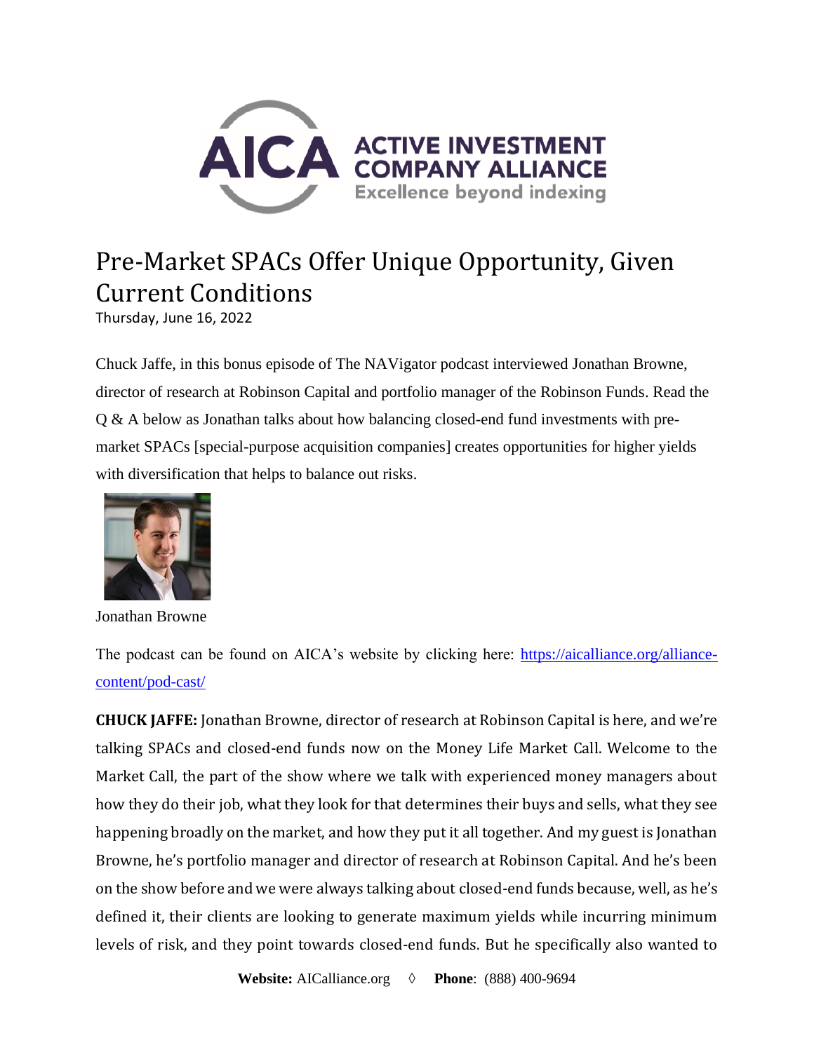# Pre-Market SPACs Offer Unique Opportunity, Given Current Conditions

Thursday, June 16, 2022

Chuck Jaffe, in this bonus episode of The NAVigator podcast interviewed Jonathan Browne, director of research at Robinson Capital and portfolio manager of the Robinson Funds. Read the Q & A below as Jonathan talks about how balancing closed-end fund investments with pre-market SPACs [special-purpose acquisition companies] creates opportunities for higher yields with diversification that helps to balance out risks.

Jonathan Browne

The podcast can be found on AICA's website by clicking here: [https://aicalliance.org/alliance-content/pod-cast/](https://aicalliance.org/alliance-content/pod-cast/)

**CHUCK JAFFE:** Jonathan Browne, director of research at Robinson Capital is here, and we're talking SPACs and closed-end funds now on the Money Life Market Call. Welcome to the Market Call, the part of the show where we talk with experienced money managers about how they do their job, what they look for that determines their buys and sells, what they see happening broadly on the market, and how they put it all together. And my guest is Jonathan Browne, he's portfolio manager and director of research at Robinson Capital. And he's been on the show before and we were always talking about closed-end funds because, well, as he's defined it, their clients are looking to generate maximum yields while incurring minimum levels of risk, and they point towards closed-end funds. But he specifically also wanted to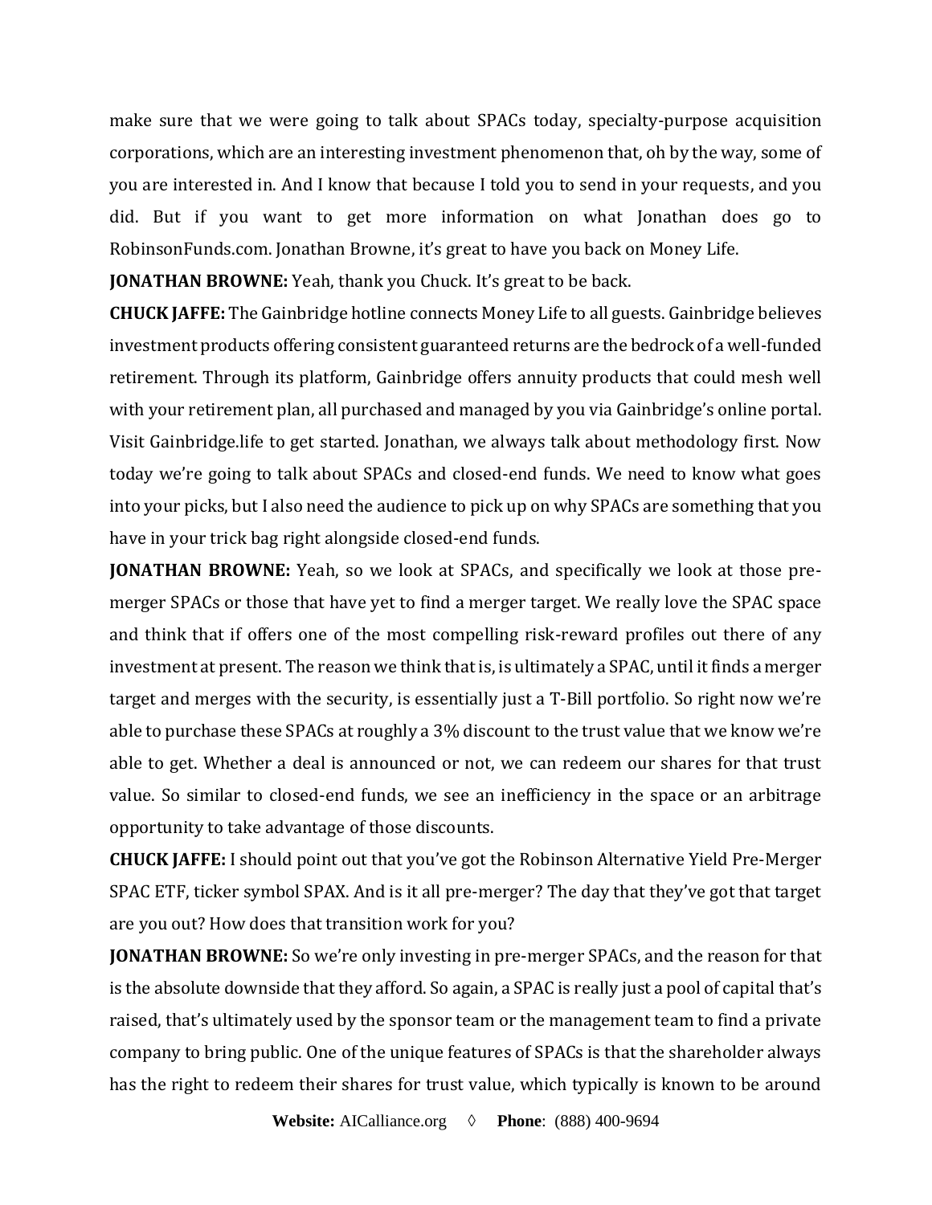make sure that we were going to talk about SPACs today, specialty-purpose acquisition corporations, which are an interesting investment phenomenon that, oh by the way, some of you are interested in. And I know that because I told you to send in your requests, and you did. But if you want to get more information on what Jonathan does go to RobinsonFunds.com. Jonathan Browne, it's great to have you back on Money Life.

**JONATHAN BROWNE:** Yeah, thank you Chuck. It's great to be back.

**CHUCK JAFFE:** The Gainbridge hotline connects Money Life to all guests. Gainbridge believes investment products offering consistent guaranteed returns are the bedrock of a well-funded retirement. Through its platform, Gainbridge offers annuity products that could mesh well with your retirement plan, all purchased and managed by you via Gainbridge's online portal. Visit Gainbridge.life to get started. Jonathan, we always talk about methodology first. Now today we're going to talk about SPACs and closed-end funds. We need to know what goes into your picks, but I also need the audience to pick up on why SPACs are something that you have in your trick bag right alongside closed-end funds.

**JONATHAN BROWNE:** Yeah, so we look at SPACs, and specifically we look at those pre-merger SPACs or those that have yet to find a merger target. We really love the SPAC space and think that if offers one of the most compelling risk-reward profiles out there of any investment at present. The reason we think that is, is ultimately a SPAC, until it finds a merger target and merges with the security, is essentially just a T-Bill portfolio. So right now we're able to purchase these SPACs at roughly a 3% discount to the trust value that we know we're able to get. Whether a deal is announced or not, we can redeem our shares for that trust value. So similar to closed-end funds, we see an inefficiency in the space or an arbitrage opportunity to take advantage of those discounts.

**CHUCK JAFFE:** I should point out that you've got the Robinson Alternative Yield Pre-Merger SPAC ETF, ticker symbol SPAX. And is it all pre-merger? The day that they've got that target are you out? How does that transition work for you?

**JONATHAN BROWNE:** So we're only investing in pre-merger SPACs, and the reason for that is the absolute downside that they afford. So again, a SPAC is really just a pool of capital that's raised, that's ultimately used by the sponsor team or the management team to find a private company to bring public. One of the unique features of SPACs is that the shareholder always has the right to redeem their shares for trust value, which typically is known to be around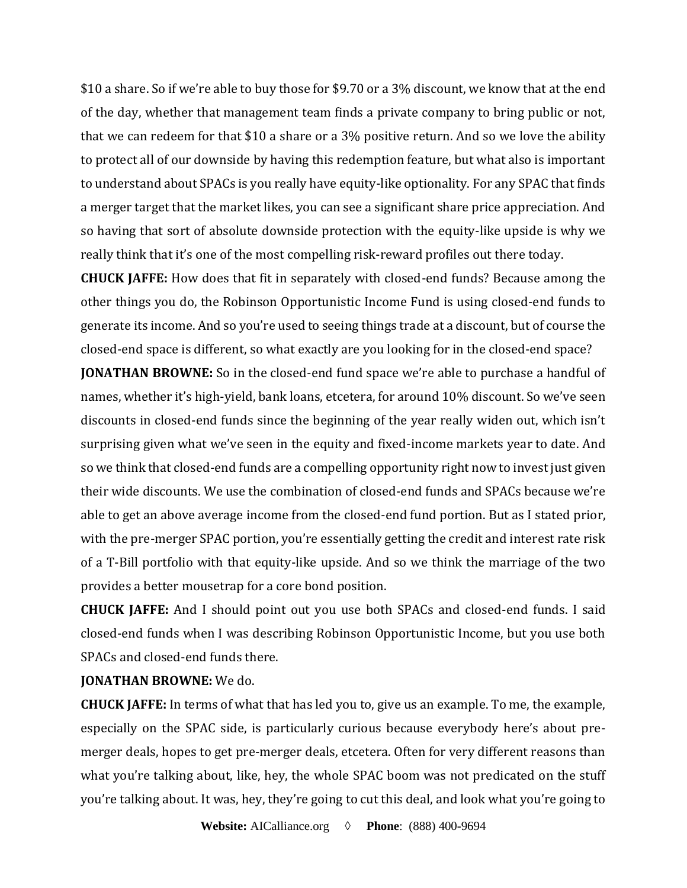$10 a share. So if we're able to buy those for $9.70 or a 3% discount, we know that at the end of the day, whether that management team finds a private company to bring public or not, that we can redeem for that $10 a share or a 3% positive return. And so we love the ability to protect all of our downside by having this redemption feature, but what also is important to understand about SPACs is you really have equity-like optionality. For any SPAC that finds a merger target that the market likes, you can see a significant share price appreciation. And so having that sort of absolute downside protection with the equity-like upside is why we really think that it's one of the most compelling risk-reward profiles out there today.

**CHUCK JAFFE:** How does that fit in separately with closed-end funds? Because among the other things you do, the Robinson Opportunistic Income Fund is using closed-end funds to generate its income. And so you're used to seeing things trade at a discount, but of course the closed-end space is different, so what exactly are you looking for in the closed-end space?

**JONATHAN BROWNE:** So in the closed-end fund space we're able to purchase a handful of names, whether it's high-yield, bank loans, etcetera, for around 10% discount. So we've seen discounts in closed-end funds since the beginning of the year really widen out, which isn't surprising given what we've seen in the equity and fixed-income markets year to date. And so we think that closed-end funds are a compelling opportunity right now to invest just given their wide discounts. We use the combination of closed-end funds and SPACs because we're able to get an above average income from the closed-end fund portion. But as I stated prior, with the pre-merger SPAC portion, you're essentially getting the credit and interest rate risk of a T-Bill portfolio with that equity-like upside. And so we think the marriage of the two provides a better mousetrap for a core bond position.

**CHUCK JAFFE:** And I should point out you use both SPACs and closed-end funds. I said closed-end funds when I was describing Robinson Opportunistic Income, but you use both SPACs and closed-end funds there.

**JONATHAN BROWNE:** We do.

**CHUCK JAFFE:** In terms of what that has led you to, give us an example. To me, the example, especially on the SPAC side, is particularly curious because everybody here's about pre-merger deals, hopes to get pre-merger deals, etcetera. Often for very different reasons than what you're talking about, like, hey, the whole SPAC boom was not predicated on the stuff you're talking about. It was, hey, they're going to cut this deal, and look what you're going to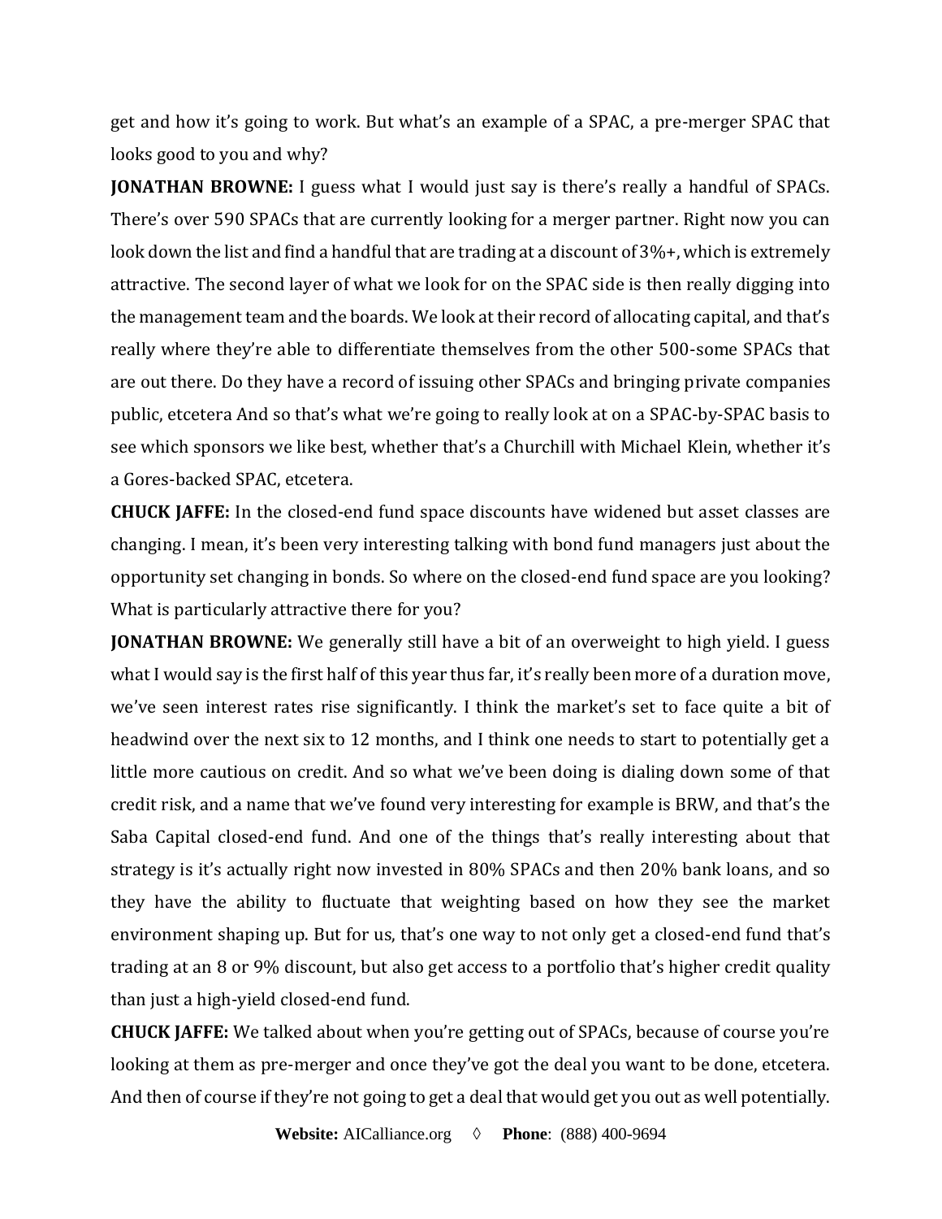get and how it's going to work. But what's an example of a SPAC, a pre-merger SPAC that looks good to you and why?

**JONATHAN BROWNE:** I guess what I would just say is there's really a handful of SPACs. There's over 590 SPACs that are currently looking for a merger partner. Right now you can look down the list and find a handful that are trading at a discount of 3%+, which is extremely attractive. The second layer of what we look for on the SPAC side is then really digging into the management team and the boards. We look at their record of allocating capital, and that's really where they're able to differentiate themselves from the other 500-some SPACs that are out there. Do they have a record of issuing other SPACs and bringing private companies public, etcetera And so that's what we're going to really look at on a SPAC-by-SPAC basis to see which sponsors we like best, whether that's a Churchill with Michael Klein, whether it's a Gores-backed SPAC, etcetera.

**CHUCK JAFFE:** In the closed-end fund space discounts have widened but asset classes are changing. I mean, it's been very interesting talking with bond fund managers just about the opportunity set changing in bonds. So where on the closed-end fund space are you looking? What is particularly attractive there for you?

**JONATHAN BROWNE:** We generally still have a bit of an overweight to high yield. I guess what I would say is the first half of this year thus far, it's really been more of a duration move, we've seen interest rates rise significantly. I think the market's set to face quite a bit of headwind over the next six to 12 months, and I think one needs to start to potentially get a little more cautious on credit. And so what we've been doing is dialing down some of that credit risk, and a name that we've found very interesting for example is BRW, and that's the Saba Capital closed-end fund. And one of the things that's really interesting about that strategy is it's actually right now invested in 80% SPACs and then 20% bank loans, and so they have the ability to fluctuate that weighting based on how they see the market environment shaping up. But for us, that's one way to not only get a closed-end fund that's trading at an 8 or 9% discount, but also get access to a portfolio that's higher credit quality than just a high-yield closed-end fund.

**CHUCK JAFFE:** We talked about when you're getting out of SPACs, because of course you're looking at them as pre-merger and once they've got the deal you want to be done, etcetera. And then of course if they're not going to get a deal that would get you out as well potentially.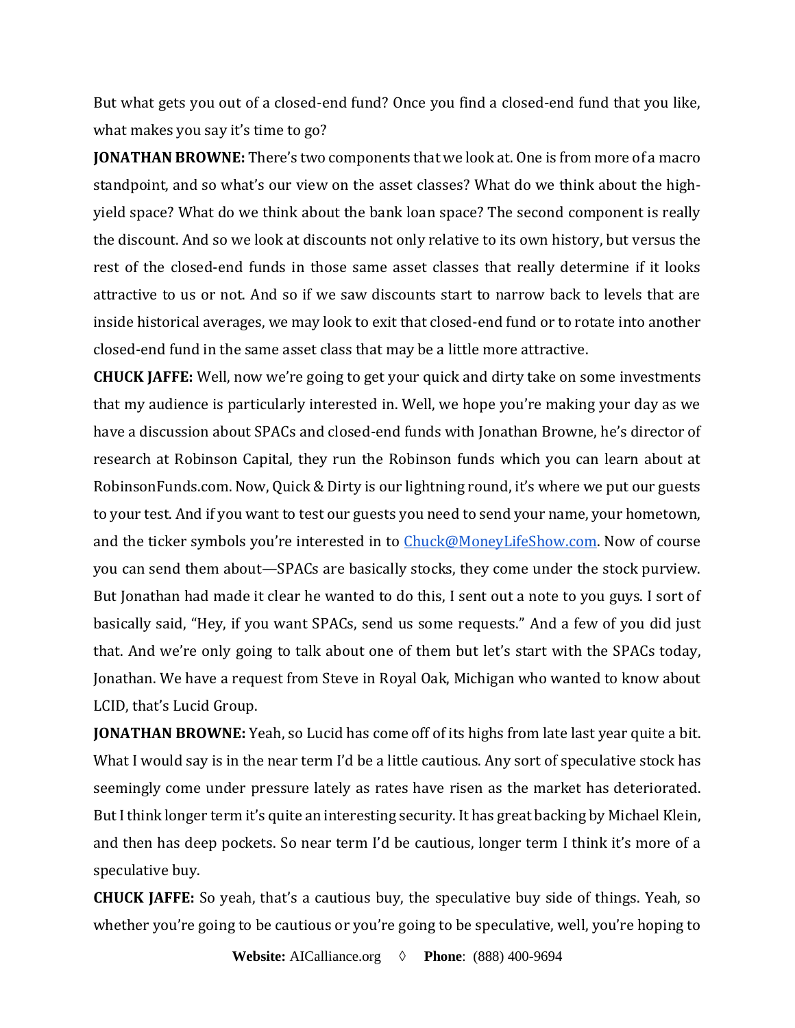But what gets you out of a closed-end fund? Once you find a closed-end fund that you like, what makes you say it's time to go?

**JONATHAN BROWNE:** There's two components that we look at. One is from more of a macro standpoint, and so what's our view on the asset classes? What do we think about the high-yield space? What do we think about the bank loan space? The second component is really the discount. And so we look at discounts not only relative to its own history, but versus the rest of the closed-end funds in those same asset classes that really determine if it looks attractive to us or not. And so if we saw discounts start to narrow back to levels that are inside historical averages, we may look to exit that closed-end fund or to rotate into another closed-end fund in the same asset class that may be a little more attractive.

**CHUCK JAFFE:** Well, now we're going to get your quick and dirty take on some investments that my audience is particularly interested in. Well, we hope you're making your day as we have a discussion about SPACs and closed-end funds with Jonathan Browne, he's director of research at Robinson Capital, they run the Robinson funds which you can learn about at RobinsonFunds.com. Now, Quick & Dirty is our lightning round, it's where we put our guests to your test. And if you want to test our guests you need to send your name, your hometown, and the ticker symbols you're interested in to Chuck@MoneyLifeShow.com. Now of course you can send them about—SPACs are basically stocks, they come under the stock purview. But Jonathan had made it clear he wanted to do this, I sent out a note to you guys. I sort of basically said, "Hey, if you want SPACs, send us some requests." And a few of you did just that. And we're only going to talk about one of them but let's start with the SPACs today, Jonathan. We have a request from Steve in Royal Oak, Michigan who wanted to know about LCID, that's Lucid Group.

**JONATHAN BROWNE:** Yeah, so Lucid has come off of its highs from late last year quite a bit. What I would say is in the near term I'd be a little cautious. Any sort of speculative stock has seemingly come under pressure lately as rates have risen as the market has deteriorated. But I think longer term it's quite an interesting security. It has great backing by Michael Klein, and then has deep pockets. So near term I'd be cautious, longer term I think it's more of a speculative buy.

**CHUCK JAFFE:** So yeah, that's a cautious buy, the speculative buy side of things. Yeah, so whether you're going to be cautious or you're going to be speculative, well, you're hoping to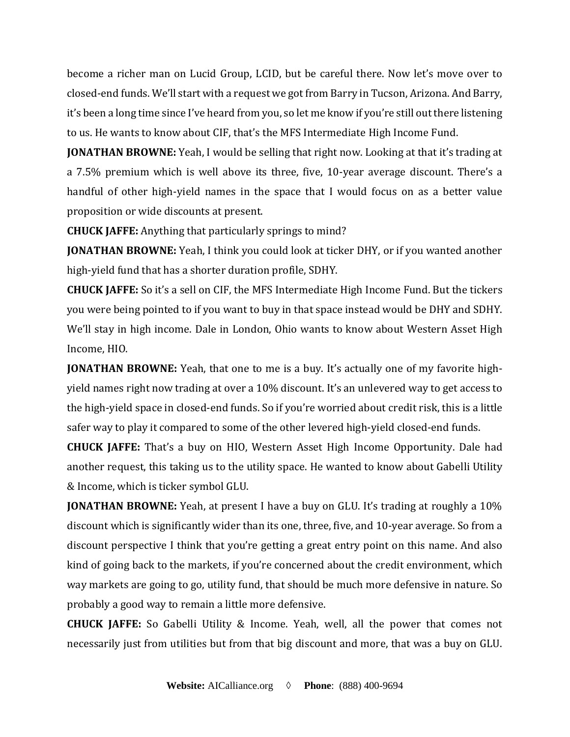become a richer man on Lucid Group, LCID, but be careful there. Now let's move over to closed-end funds. We'll start with a request we got from Barry in Tucson, Arizona. And Barry, it's been a long time since I've heard from you, so let me know if you're still out there listening to us. He wants to know about CIF, that's the MFS Intermediate High Income Fund.

**JONATHAN BROWNE:** Yeah, I would be selling that right now. Looking at that it's trading at a 7.5% premium which is well above its three, five, 10-year average discount. There's a handful of other high-yield names in the space that I would focus on as a better value proposition or wide discounts at present.

**CHUCK JAFFE:** Anything that particularly springs to mind?

**JONATHAN BROWNE:** Yeah, I think you could look at ticker DHY, or if you wanted another high-yield fund that has a shorter duration profile, SDHY.

**CHUCK JAFFE:** So it's a sell on CIF, the MFS Intermediate High Income Fund. But the tickers you were being pointed to if you want to buy in that space instead would be DHY and SDHY. We'll stay in high income. Dale in London, Ohio wants to know about Western Asset High Income, HIO.

**JONATHAN BROWNE:** Yeah, that one to me is a buy. It's actually one of my favorite high-yield names right now trading at over a 10% discount. It's an unlevered way to get access to the high-yield space in closed-end funds. So if you're worried about credit risk, this is a little safer way to play it compared to some of the other levered high-yield closed-end funds.

**CHUCK JAFFE:** That's a buy on HIO, Western Asset High Income Opportunity. Dale had another request, this taking us to the utility space. He wanted to know about Gabelli Utility & Income, which is ticker symbol GLU.

**JONATHAN BROWNE:** Yeah, at present I have a buy on GLU. It's trading at roughly a 10% discount which is significantly wider than its one, three, five, and 10-year average. So from a discount perspective I think that you're getting a great entry point on this name. And also kind of going back to the markets, if you're concerned about the credit environment, which way markets are going to go, utility fund, that should be much more defensive in nature. So probably a good way to remain a little more defensive.

**CHUCK JAFFE:** So Gabelli Utility & Income. Yeah, well, all the power that comes not necessarily just from utilities but from that big discount and more, that was a buy on GLU.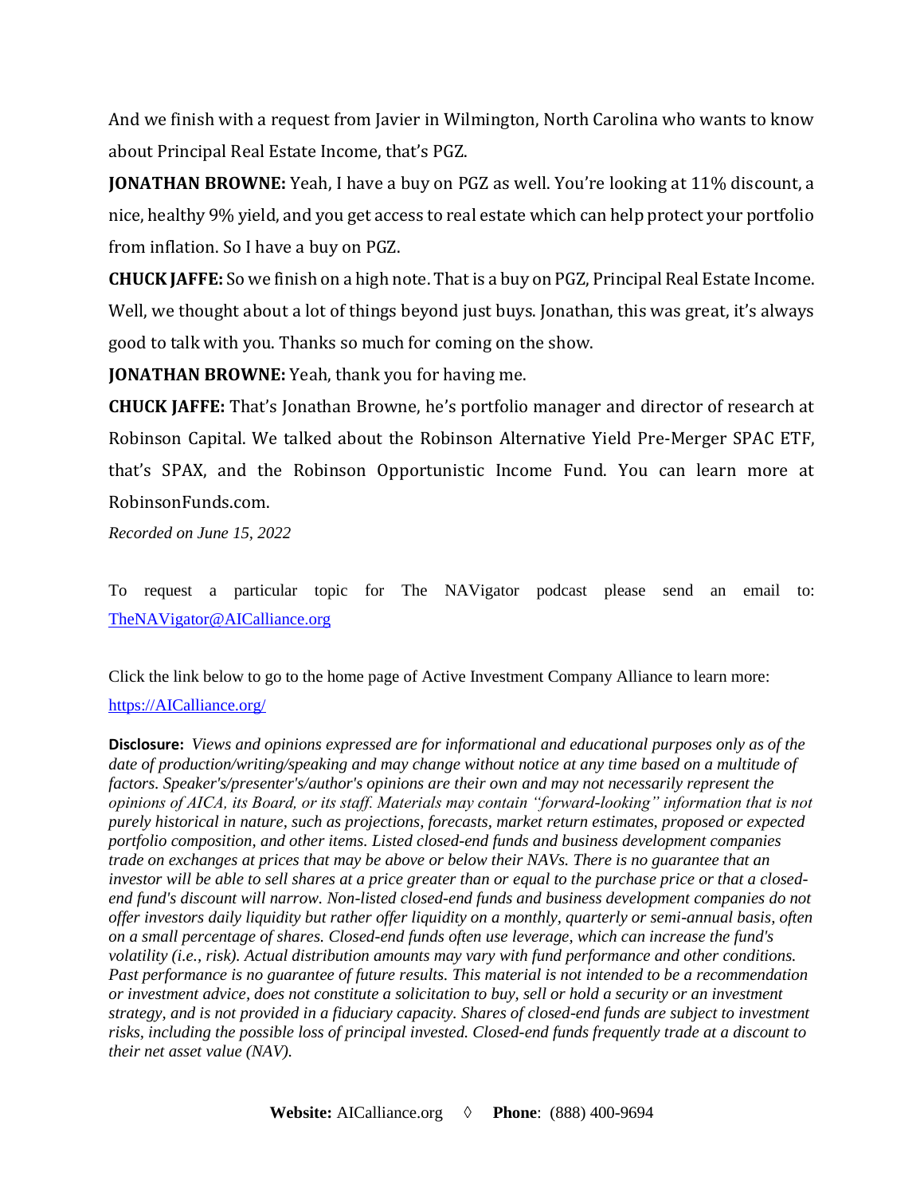And we finish with a request from Javier in Wilmington, North Carolina who wants to know about Principal Real Estate Income, that's PGZ.

**JONATHAN BROWNE:** Yeah, I have a buy on PGZ as well. You're looking at 11% discount, a nice, healthy 9% yield, and you get access to real estate which can help protect your portfolio from inflation. So I have a buy on PGZ.

**CHUCK JAFFE:** So we finish on a high note. That is a buy on PGZ, Principal Real Estate Income. Well, we thought about a lot of things beyond just buys. Jonathan, this was great, it's always good to talk with you. Thanks so much for coming on the show.

**JONATHAN BROWNE:** Yeah, thank you for having me.

**CHUCK JAFFE:** That's Jonathan Browne, he's portfolio manager and director of research at Robinson Capital. We talked about the Robinson Alternative Yield Pre-Merger SPAC ETF, that's SPAX, and the Robinson Opportunistic Income Fund. You can learn more at RobinsonFunds.com.

*Recorded on June 15, 2022*

To request a particular topic for The NAVigator podcast please send an email to: TheNAVigator@AICalliance.org

Click the link below to go to the home page of Active Investment Company Alliance to learn more: https://AICalliance.org/

**Disclosure:** *Views and opinions expressed are for informational and educational purposes only as of the date of production/writing/speaking and may change without notice at any time based on a multitude of factors. Speaker's/presenter's/author's opinions are their own and may not necessarily represent the opinions of AICA, its Board, or its staff. Materials may contain "forward-looking" information that is not purely historical in nature, such as projections, forecasts, market return estimates, proposed or expected portfolio composition, and other items. Listed closed-end funds and business development companies trade on exchanges at prices that may be above or below their NAVs. There is no guarantee that an investor will be able to sell shares at a price greater than or equal to the purchase price or that a closed-end fund's discount will narrow. Non-listed closed-end funds and business development companies do not offer investors daily liquidity but rather offer liquidity on a monthly, quarterly or semi-annual basis, often on a small percentage of shares. Closed-end funds often use leverage, which can increase the fund's volatility (i.e., risk). Actual distribution amounts may vary with fund performance and other conditions. Past performance is no guarantee of future results. This material is not intended to be a recommendation or investment advice, does not constitute a solicitation to buy, sell or hold a security or an investment strategy, and is not provided in a fiduciary capacity. Shares of closed-end funds are subject to investment risks, including the possible loss of principal invested. Closed-end funds frequently trade at a discount to their net asset value (NAV).*

**Website:** AICalliance.org ◊ **Phone**: (888) 400-9694